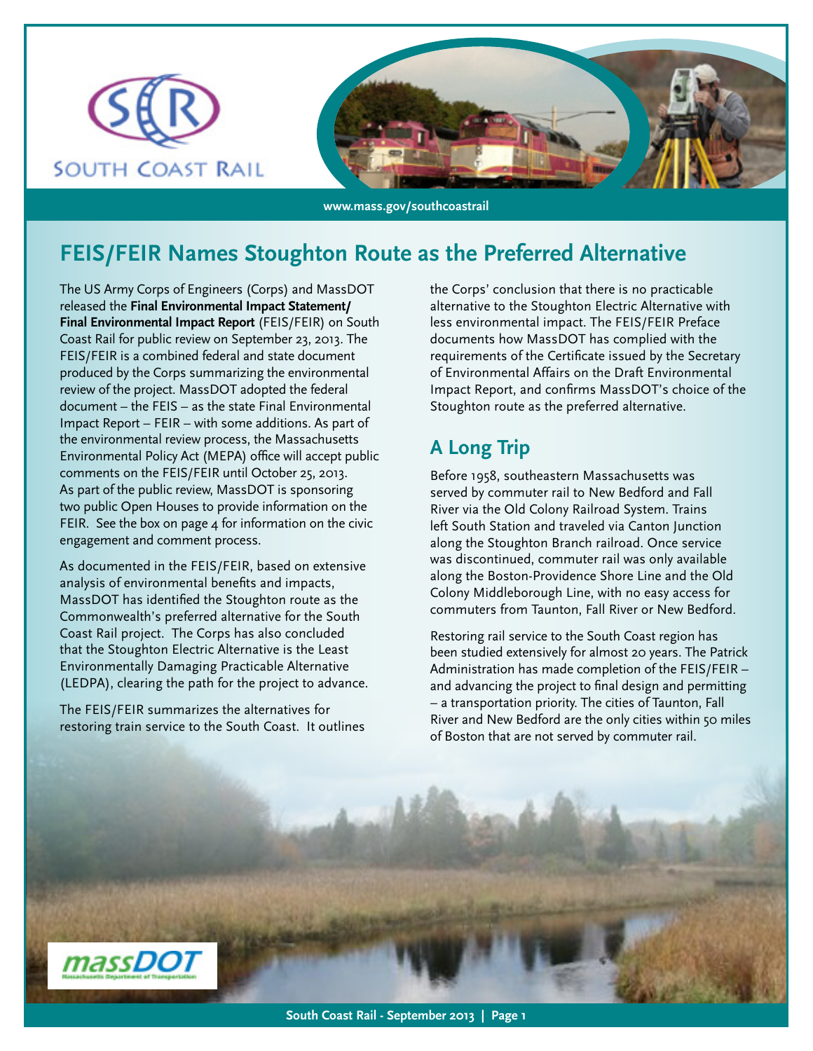SOUTH COAST RAIL

www.mass.gov/southcoastrail

# FEIS/FEIR Names Stoughton Route as the Preferred Alternative

The US Army Corps of Engineers (Corps) and MassDOT released the **Final Environmental Impact Statement/ Final Environmental Impact Report** (FEIS/FEIR) on South Coast Rail for public review on September 23, 2013. The FEIS/FEIR is a combined federal and state document produced by the Corps summarizing the environmental review of the project. MassDOT adopted the federal document – the FEIS – as the state Final Environmental Impact Report – FEIR – with some additions. As part of the environmental review process, the Massachusetts Environmental Policy Act (MEPA) office will accept public comments on the FEIS/FEIR until October 25, 2013. As part of the public review, MassDOT is sponsoring two public Open Houses to provide information on the FEIR. See the box on page 4 for information on the civic engagement and comment process.

As documented in the FEIS/FEIR, based on extensive analysis of environmental benefits and impacts, MassDOT has identified the Stoughton route as the Commonwealth's preferred alternative for the South Coast Rail project. The Corps has also concluded that the Stoughton Electric Alternative is the Least Environmentally Damaging Practicable Alternative (LEDPA), clearing the path for the project to advance.

The FEIS/FEIR summarizes the alternatives for restoring train service to the South Coast. It outlines the Corps' conclusion that there is no practicable alternative to the Stoughton Electric Alternative with less environmental impact. The FEIS/FEIR Preface documents how MassDOT has complied with the requirements of the Certificate issued by the Secretary of Environmental Affairs on the Draft Environmental Impact Report, and confirms MassDOT's choice of the Stoughton route as the preferred alternative.

## A Long Trip

Before 1958, southeastern Massachusetts was served by commuter rail to New Bedford and Fall River via the Old Colony Railroad System. Trains left South Station and traveled via Canton Junction along the Stoughton Branch railroad. Once service was discontinued, commuter rail was only available along the Boston-Providence Shore Line and the Old Colony Middleborough Line, with no easy access for commuters from Taunton, Fall River or New Bedford.

Restoring rail service to the South Coast region has been studied extensively for almost 20 years. The Patrick Administration has made completion of the FEIS/FEIR – and advancing the project to final design and permitting – a transportation priority. The cities of Taunton, Fall River and New Bedford are the only cities within 50 miles of Boston that are not served by commuter rail.

massDOT
Massachusetts Department of Transportation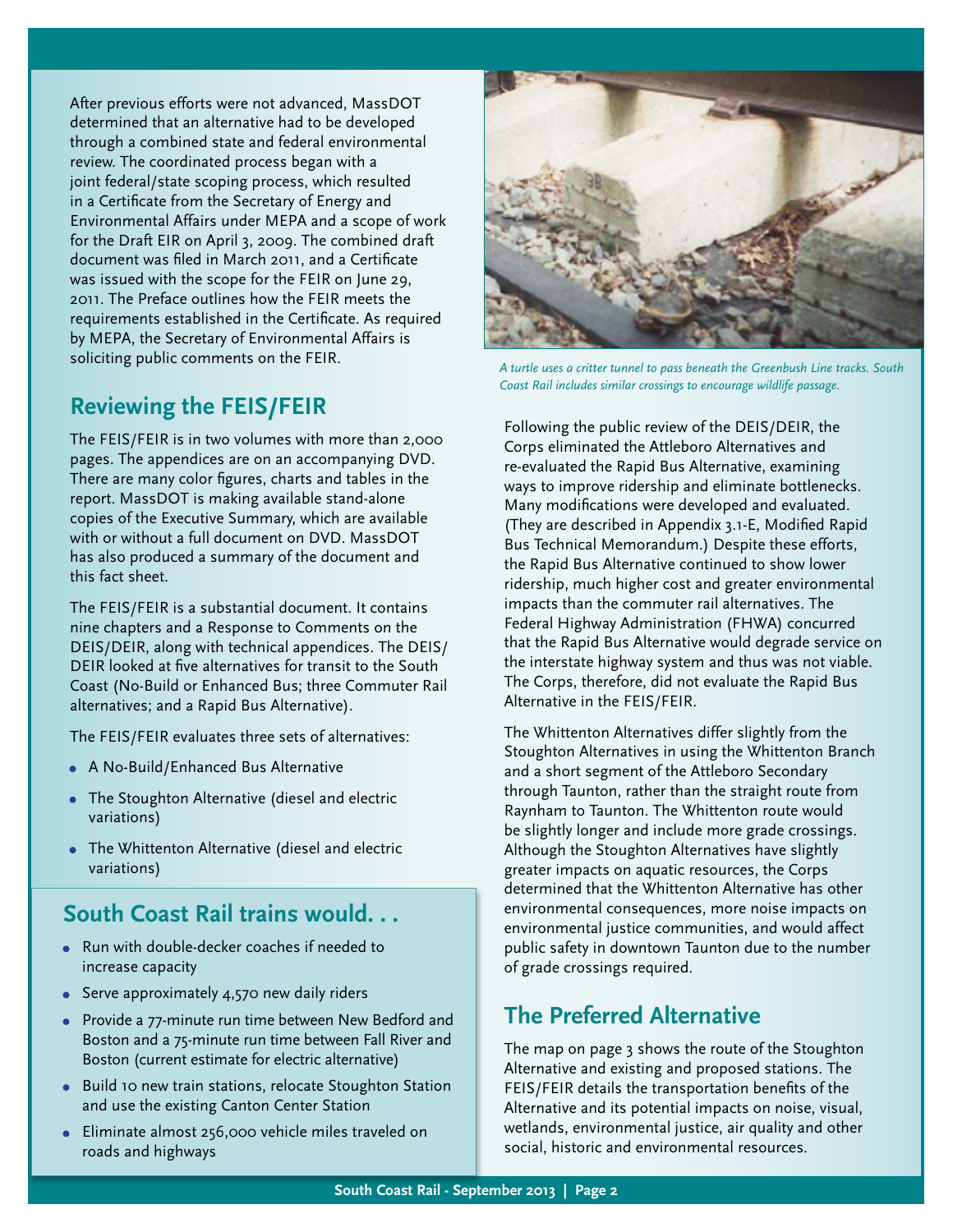After previous efforts were not advanced, MassDOT determined that an alternative had to be developed through a combined state and federal environmental review. The coordinated process began with a joint federal/state scoping process, which resulted in a Certificate from the Secretary of Energy and Environmental Affairs under MEPA and a scope of work for the Draft EIR on April 3, 2009. The combined draft document was filed in March 2011, and a Certificate was issued with the scope for the FEIR on June 29, 2011. The Preface outlines how the FEIR meets the requirements established in the Certificate. As required by MEPA, the Secretary of Environmental Affairs is soliciting public comments on the FEIR.

## Reviewing the FEIS/FEIR

The FEIS/FEIR is in two volumes with more than 2,000 pages. The appendices are on an accompanying DVD. There are many color figures, charts and tables in the report. MassDOT is making available stand-alone copies of the Executive Summary, which are available with or without a full document on DVD. MassDOT has also produced a summary of the document and this fact sheet.

The FEIS/FEIR is a substantial document. It contains nine chapters and a Response to Comments on the DEIS/DEIR, along with technical appendices. The DEIS/DEIR looked at five alternatives for transit to the South Coast (No-Build or Enhanced Bus; three Commuter Rail alternatives; and a Rapid Bus Alternative).

The FEIS/FEIR evaluates three sets of alternatives:

- A No-Build/Enhanced Bus Alternative
- The Stoughton Alternative (diesel and electric variations)
- The Whittenton Alternative (diesel and electric variations)

## South Coast Rail trains would. . .

- Run with double-decker coaches if needed to increase capacity
- Serve approximately 4,570 new daily riders
- Provide a 77-minute run time between New Bedford and Boston and a 75-minute run time between Fall River and Boston (current estimate for electric alternative)
- Build 10 new train stations, relocate Stoughton Station and use the existing Canton Center Station
- Eliminate almost 256,000 vehicle miles traveled on roads and highways

*A turtle uses a critter tunnel to pass beneath the Greenbush Line tracks. South Coast Rail includes similar crossings to encourage wildlife passage.*

Following the public review of the DEIS/DEIR, the Corps eliminated the Attleboro Alternatives and re-evaluated the Rapid Bus Alternative, examining ways to improve ridership and eliminate bottlenecks. Many modifications were developed and evaluated. (They are described in Appendix 3.1-E, Modified Rapid Bus Technical Memorandum.) Despite these efforts, the Rapid Bus Alternative continued to show lower ridership, much higher cost and greater environmental impacts than the commuter rail alternatives. The Federal Highway Administration (FHWA) concurred that the Rapid Bus Alternative would degrade service on the interstate highway system and thus was not viable. The Corps, therefore, did not evaluate the Rapid Bus Alternative in the FEIS/FEIR.

The Whittenton Alternatives differ slightly from the Stoughton Alternatives in using the Whittenton Branch and a short segment of the Attleboro Secondary through Taunton, rather than the straight route from Raynham to Taunton. The Whittenton route would be slightly longer and include more grade crossings. Although the Stoughton Alternatives have slightly greater impacts on aquatic resources, the Corps determined that the Whittenton Alternative has other environmental consequences, more noise impacts on environmental justice communities, and would affect public safety in downtown Taunton due to the number of grade crossings required.

## The Preferred Alternative

The map on page 3 shows the route of the Stoughton Alternative and existing and proposed stations. The FEIS/FEIR details the transportation benefits of the Alternative and its potential impacts on noise, visual, wetlands, environmental justice, air quality and other social, historic and environmental resources.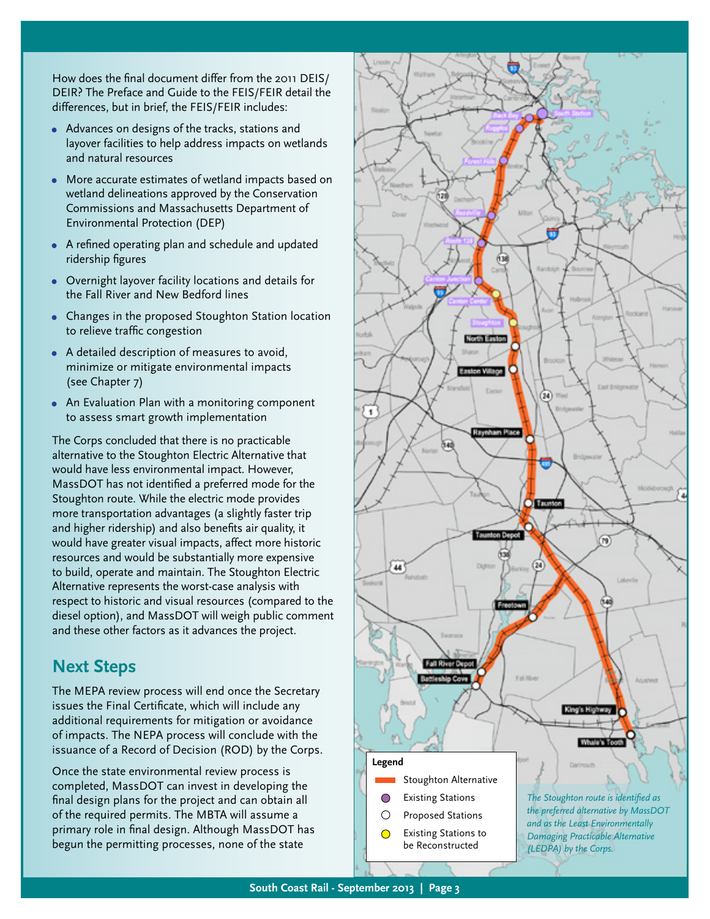How does the final document differ from the 2011 DEIS/DEIR? The Preface and Guide to the FEIS/FEIR detail the differences, but in brief, the FEIS/FEIR includes:

- Advances on designs of the tracks, stations and layover facilities to help address impacts on wetlands and natural resources
- More accurate estimates of wetland impacts based on wetland delineations approved by the Conservation Commissions and Massachusetts Department of Environmental Protection (DEP)
- A refined operating plan and schedule and updated ridership figures
- Overnight layover facility locations and details for the Fall River and New Bedford lines
- Changes in the proposed Stoughton Station location to relieve traffic congestion
- A detailed description of measures to avoid, minimize or mitigate environmental impacts (see Chapter 7)
- An Evaluation Plan with a monitoring component to assess smart growth implementation

The Corps concluded that there is no practicable alternative to the Stoughton Electric Alternative that would have less environmental impact. However, MassDOT has not identified a preferred mode for the Stoughton route. While the electric mode provides more transportation advantages (a slightly faster trip and higher ridership) and also benefits air quality, it would have greater visual impacts, affect more historic resources and would be substantially more expensive to build, operate and maintain. The Stoughton Electric Alternative represents the worst-case analysis with respect to historic and visual resources (compared to the diesel option), and MassDOT will weigh public comment and these other factors as it advances the project.

## Next Steps

The MEPA review process will end once the Secretary issues the Final Certificate, which will include any additional requirements for mitigation or avoidance of impacts. The NEPA process will conclude with the issuance of a Record of Decision (ROD) by the Corps.

Once the state environmental review process is completed, MassDOT can invest in developing the final design plans for the project and can obtain all of the required permits. The MBTA will assume a primary role in final design. Although MassDOT has begun the permitting processes, none of the state

South Station
Back Bay
Ruggles
Forest Hills
Readville
Route 128
Canton Junction
Canton Center
Stoughton
North Easton
Easton Village
Raynham Place
Taunton
Taunton Depot
Freetown
Fall River Depot
Battleship Cove
King's Highway
Whale's Tooth

**Legend**

Stoughton Alternative
Existing Stations
Proposed Stations
Existing Stations to be Reconstructed

*The Stoughton route is identified as the preferred alternative by MassDOT and as the Least Environmentally Damaging Practicable Alternative (LEDPA) by the Corps.*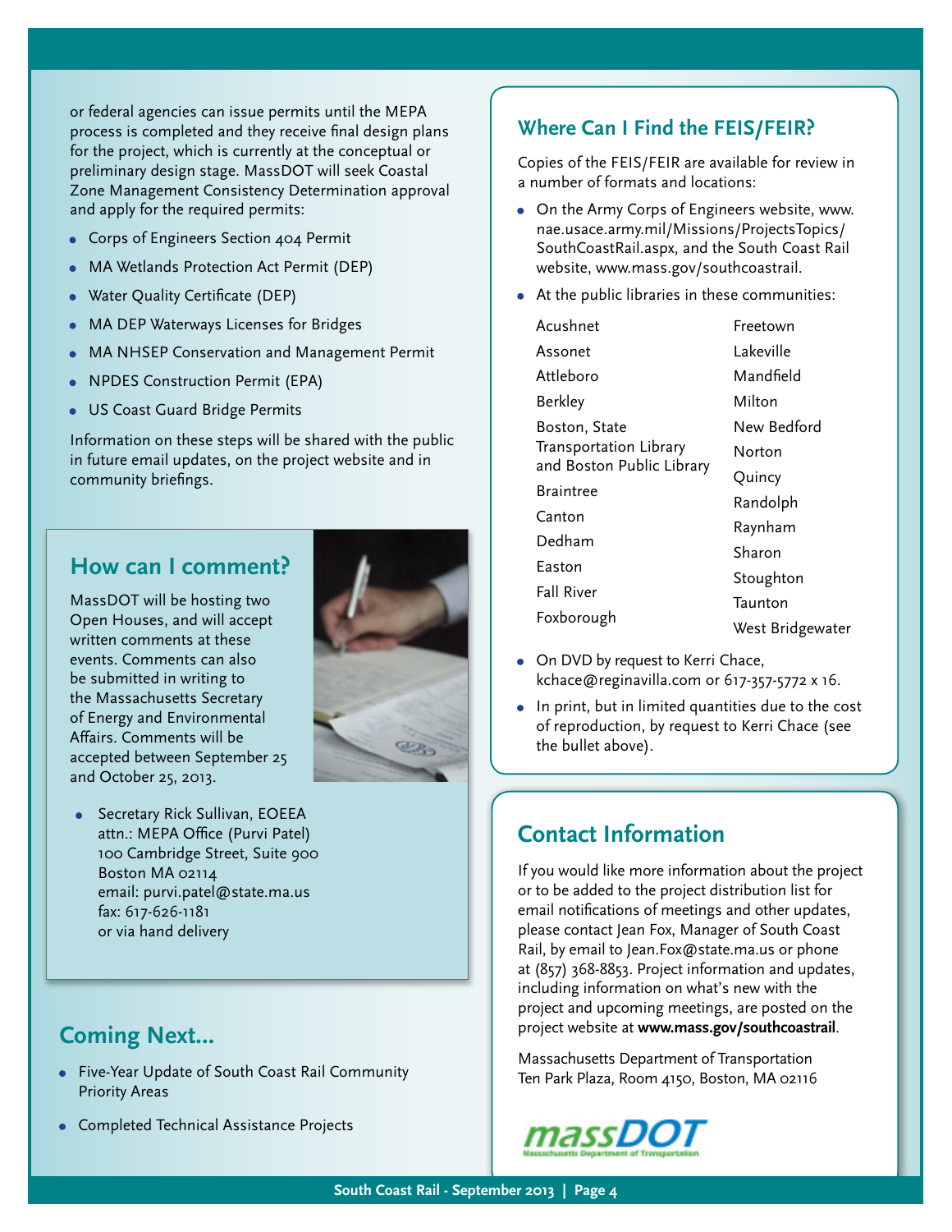or federal agencies can issue permits until the MEPA process is completed and they receive final design plans for the project, which is currently at the conceptual or preliminary design stage. MassDOT will seek Coastal Zone Management Consistency Determination approval and apply for the required permits:

- Corps of Engineers Section 404 Permit
- MA Wetlands Protection Act Permit (DEP)
- Water Quality Certificate (DEP)
- MA DEP Waterways Licenses for Bridges
- MA NHSEP Conservation and Management Permit
- NPDES Construction Permit (EPA)
- US Coast Guard Bridge Permits

Information on these steps will be shared with the public in future email updates, on the project website and in community briefings.

## How can I comment?

MassDOT will be hosting two Open Houses, and will accept written comments at these events. Comments can also be submitted in writing to the Massachusetts Secretary of Energy and Environmental Affairs. Comments will be accepted between September 25 and October 25, 2013.

- Secretary Rick Sullivan, EOEEA
  attn.: MEPA Office (Purvi Patel)
  100 Cambridge Street, Suite 900
  Boston MA 02114
  email: purvi.patel@state.ma.us
  fax: 617-626-1181
  or via hand delivery

## Coming Next...

- Five-Year Update of South Coast Rail Community Priority Areas
- Completed Technical Assistance Projects

## Where Can I Find the FEIS/FEIR?

Copies of the FEIS/FEIR are available for review in a number of formats and locations:

- On the Army Corps of Engineers website, www.nae.usace.army.mil/Missions/ProjectsTopics/SouthCoastRail.aspx, and the South Coast Rail website, www.mass.gov/southcoastrail.
- At the public libraries in these communities:

  Acushnet
  Assonet
  Attleboro
  Berkley
  Boston, State Transportation Library and Boston Public Library
  Braintree
  Canton
  Dedham
  Easton
  Fall River
  Foxborough
  Freetown
  Lakeville
  Mandfield
  Milton
  New Bedford
  Norton
  Quincy
  Randolph
  Raynham
  Sharon
  Stoughton
  Taunton
  West Bridgewater

- On DVD by request to Kerri Chace, kchace@reginavilla.com or 617-357-5772 x 16.
- In print, but in limited quantities due to the cost of reproduction, by request to Kerri Chace (see the bullet above).

## Contact Information

If you would like more information about the project or to be added to the project distribution list for email notifications of meetings and other updates, please contact Jean Fox, Manager of South Coast Rail, by email to Jean.Fox@state.ma.us or phone at (857) 368-8853. Project information and updates, including information on what's new with the project and upcoming meetings, are posted on the project website at **www.mass.gov/southcoastrail**.

Massachusetts Department of Transportation
Ten Park Plaza, Room 4150, Boston, MA 02116

massDOT
Massachusetts Department of Transportation